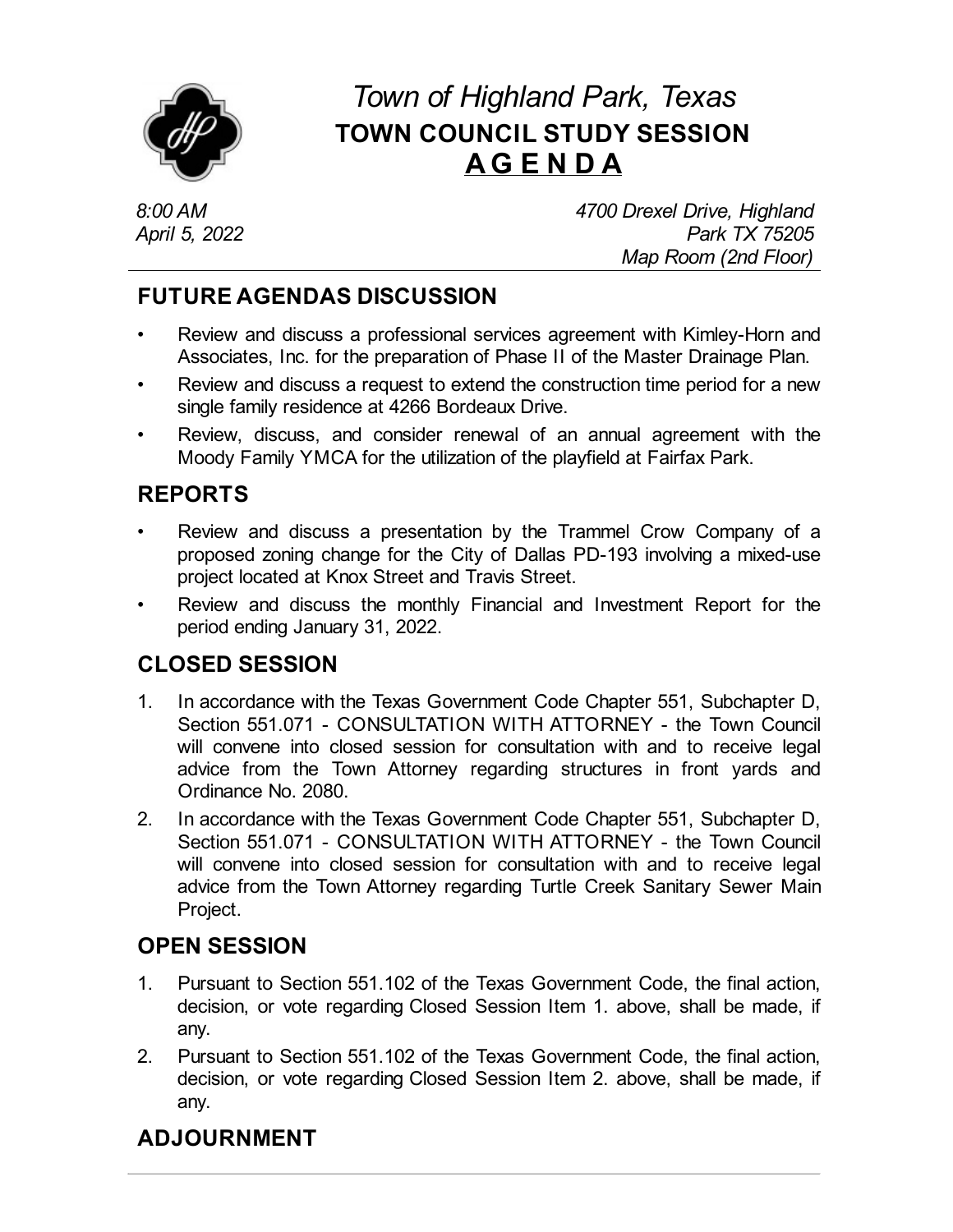# *Town of Highland Park, Texas*
## TOWN COUNCIL STUDY SESSION
## A G E N D A

*8:00 AM*
*April 5, 2022*

*4700 Drexel Drive, Highland Park TX 75205*
*Map Room (2nd Floor)*

## FUTURE AGENDAS DISCUSSION

- Review and discuss a professional services agreement with Kimley-Horn and Associates, Inc. for the preparation of Phase II of the Master Drainage Plan.
- Review and discuss a request to extend the construction time period for a new single family residence at 4266 Bordeaux Drive.
- Review, discuss, and consider renewal of an annual agreement with the Moody Family YMCA for the utilization of the playfield at Fairfax Park.

## REPORTS

- Review and discuss a presentation by the Trammel Crow Company of a proposed zoning change for the City of Dallas PD-193 involving a mixed-use project located at Knox Street and Travis Street.
- Review and discuss the monthly Financial and Investment Report for the period ending January 31, 2022.

## CLOSED SESSION

1. In accordance with the Texas Government Code Chapter 551, Subchapter D, Section 551.071 - CONSULTATION WITH ATTORNEY - the Town Council will convene into closed session for consultation with and to receive legal advice from the Town Attorney regarding structures in front yards and Ordinance No. 2080.
2. In accordance with the Texas Government Code Chapter 551, Subchapter D, Section 551.071 - CONSULTATION WITH ATTORNEY - the Town Council will convene into closed session for consultation with and to receive legal advice from the Town Attorney regarding Turtle Creek Sanitary Sewer Main Project.

## OPEN SESSION

1. Pursuant to Section 551.102 of the Texas Government Code, the final action, decision, or vote regarding Closed Session Item 1. above, shall be made, if any.
2. Pursuant to Section 551.102 of the Texas Government Code, the final action, decision, or vote regarding Closed Session Item 2. above, shall be made, if any.

## ADJOURNMENT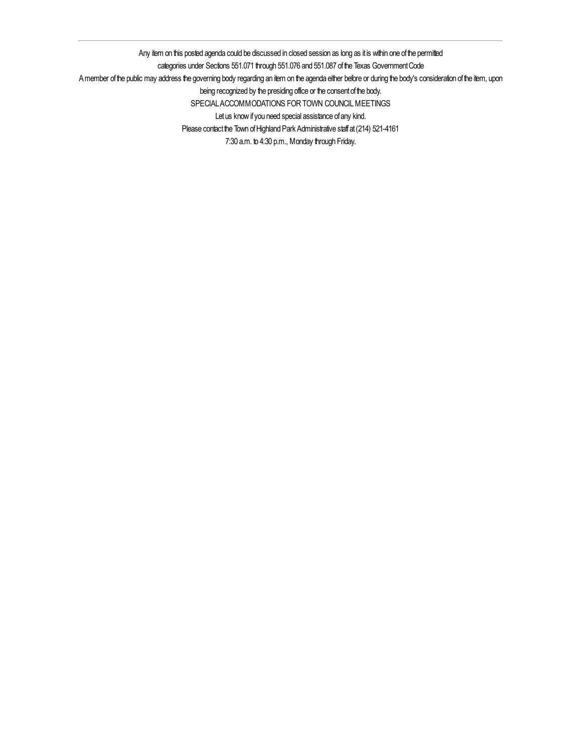---

Any item on this posted agenda could be discussed in closed session as long as it is within one of the permitted categories under Sections 551.071 through 551.076 and 551.087 of the Texas Government Code

A member of the public may address the governing body regarding an item on the agenda either before or during the body's consideration of the item, upon being recognized by the presiding office or the consent of the body.

SPECIAL ACCOMMODATIONS FOR TOWN COUNCIL MEETINGS

Let us know if you need special assistance of any kind.

Please contact the Town of Highland Park Administrative staff at (214) 521-4161

7:30 a.m. to 4:30 p.m., Monday through Friday.